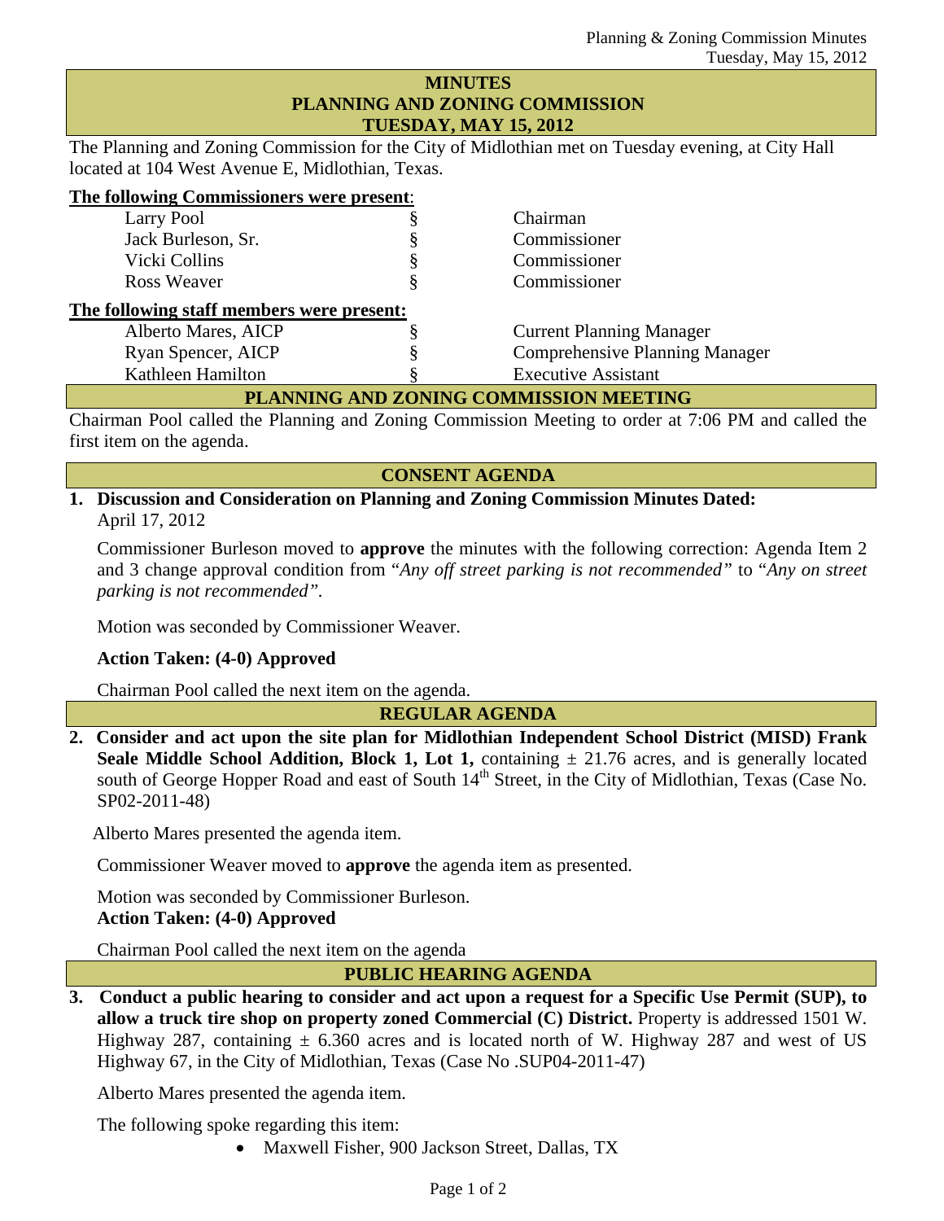# MINUTES
# PLANNING AND ZONING COMMISSION
# TUESDAY, MAY 15, 2012

The Planning and Zoning Commission for the City of Midlothian met on Tuesday evening, at City Hall located at 104 West Avenue E, Midlothian, Texas.

**The following Commissioners were present:**

| | | |
|---|---|---|
| Larry Pool | § | Chairman |
| Jack Burleson, Sr. | § | Commissioner |
| Vicki Collins | § | Commissioner |
| Ross Weaver | § | Commissioner |

**The following staff members were present:**

| | | |
|---|---|---|
| Alberto Mares, AICP | § | Current Planning Manager |
| Ryan Spencer, AICP | § | Comprehensive Planning Manager |
| Kathleen Hamilton | § | Executive Assistant |

## PLANNING AND ZONING COMMISSION MEETING

Chairman Pool called the Planning and Zoning Commission Meeting to order at 7:06 PM and called the first item on the agenda.

## CONSENT AGENDA

**1. Discussion and Consideration on Planning and Zoning Commission Minutes Dated:**
April 17, 2012

Commissioner Burleson moved to **approve** the minutes with the following correction: Agenda Item 2 and 3 change approval condition from "*Any off street parking is not recommended"* to "*Any on street parking is not recommended"*.

Motion was seconded by Commissioner Weaver.

**Action Taken: (4-0) Approved**

Chairman Pool called the next item on the agenda.

## REGULAR AGENDA

**2. Consider and act upon the site plan for Midlothian Independent School District (MISD) Frank Seale Middle School Addition, Block 1, Lot 1,** containing ± 21.76 acres, and is generally located south of George Hopper Road and east of South 14th Street, in the City of Midlothian, Texas (Case No. SP02-2011-48)

Alberto Mares presented the agenda item.

Commissioner Weaver moved to **approve** the agenda item as presented.

Motion was seconded by Commissioner Burleson.
**Action Taken: (4-0) Approved**

Chairman Pool called the next item on the agenda

## PUBLIC HEARING AGENDA

**3. Conduct a public hearing to consider and act upon a request for a Specific Use Permit (SUP), to allow a truck tire shop on property zoned Commercial (C) District.** Property is addressed 1501 W. Highway 287, containing ± 6.360 acres and is located north of W. Highway 287 and west of US Highway 67, in the City of Midlothian, Texas (Case No .SUP04-2011-47)

Alberto Mares presented the agenda item.

The following spoke regarding this item:

- Maxwell Fisher, 900 Jackson Street, Dallas, TX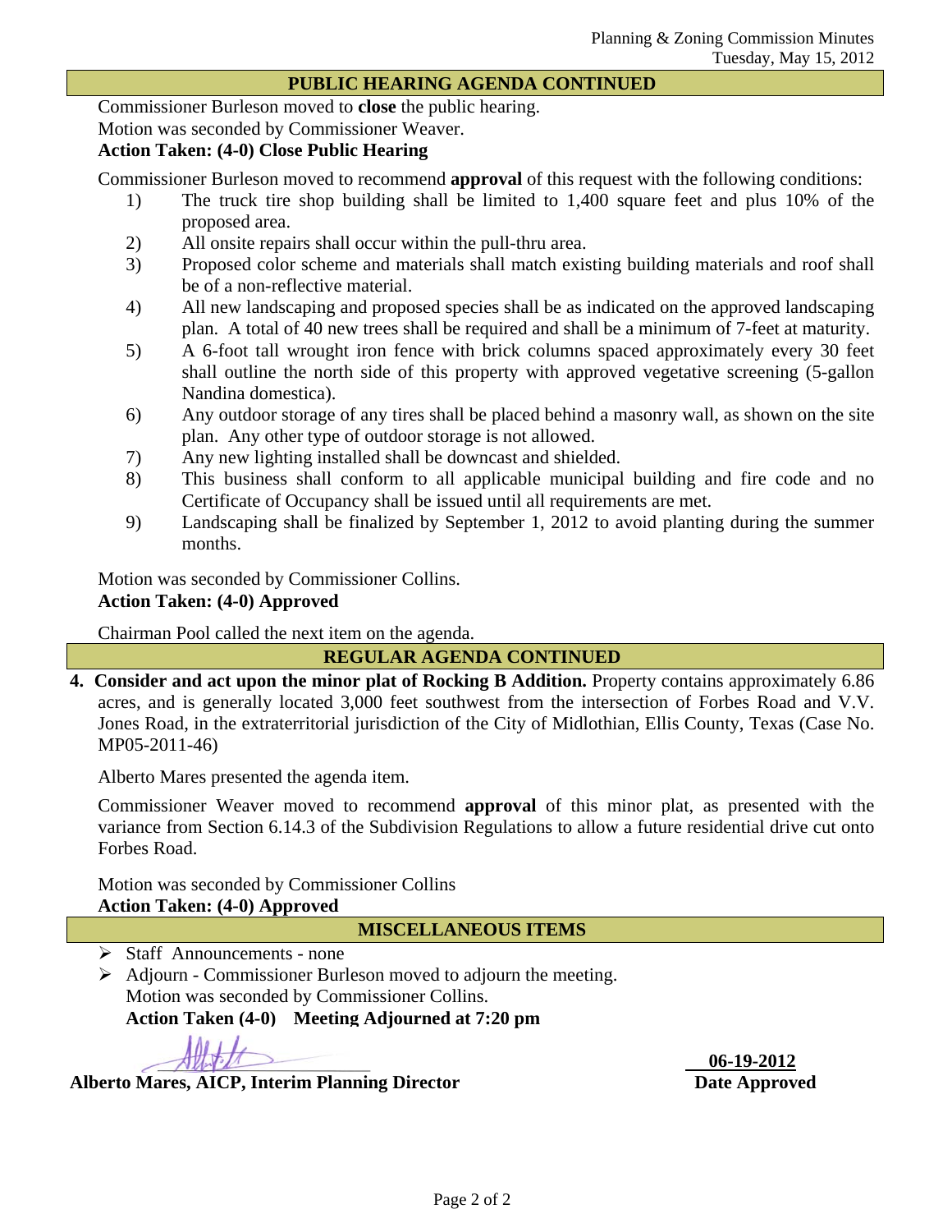## PUBLIC HEARING AGENDA CONTINUED

Commissioner Burleson moved to **close** the public hearing.

Motion was seconded by Commissioner Weaver.

**Action Taken: (4-0) Close Public Hearing**

Commissioner Burleson moved to recommend **approval** of this request with the following conditions:

1) The truck tire shop building shall be limited to 1,400 square feet and plus 10% of the proposed area.
2) All onsite repairs shall occur within the pull-thru area.
3) Proposed color scheme and materials shall match existing building materials and roof shall be of a non-reflective material.
4) All new landscaping and proposed species shall be as indicated on the approved landscaping plan. A total of 40 new trees shall be required and shall be a minimum of 7-feet at maturity.
5) A 6-foot tall wrought iron fence with brick columns spaced approximately every 30 feet shall outline the north side of this property with approved vegetative screening (5-gallon Nandina domestica).
6) Any outdoor storage of any tires shall be placed behind a masonry wall, as shown on the site plan. Any other type of outdoor storage is not allowed.
7) Any new lighting installed shall be downcast and shielded.
8) This business shall conform to all applicable municipal building and fire code and no Certificate of Occupancy shall be issued until all requirements are met.
9) Landscaping shall be finalized by September 1, 2012 to avoid planting during the summer months.

Motion was seconded by Commissioner Collins.

**Action Taken: (4-0) Approved**

Chairman Pool called the next item on the agenda.

## REGULAR AGENDA CONTINUED

**4. Consider and act upon the minor plat of Rocking B Addition.** Property contains approximately 6.86 acres, and is generally located 3,000 feet southwest from the intersection of Forbes Road and V.V. Jones Road, in the extraterritorial jurisdiction of the City of Midlothian, Ellis County, Texas (Case No. MP05-2011-46)

Alberto Mares presented the agenda item.

Commissioner Weaver moved to recommend **approval** of this minor plat, as presented with the variance from Section 6.14.3 of the Subdivision Regulations to allow a future residential drive cut onto Forbes Road.

Motion was seconded by Commissioner Collins

**Action Taken: (4-0) Approved**

## MISCELLANEOUS ITEMS

- Staff Announcements - none
- Adjourn - Commissioner Burleson moved to adjourn the meeting.
  Motion was seconded by Commissioner Collins.
  **Action Taken (4-0) Meeting Adjourned at 7:20 pm**

**Alberto Mares, AICP, Interim Planning Director**

**06-19-2012**
**Date Approved**